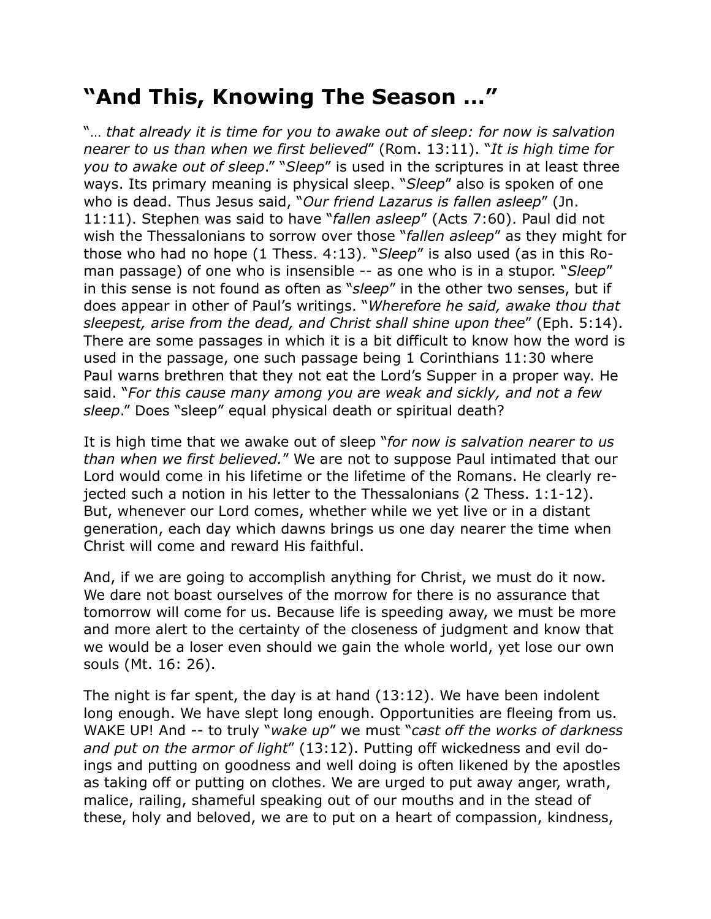# "And This, Knowing The Season …"

"… *that already it is time for you to awake out of sleep: for now is salvation nearer to us than when we first believed*" (Rom. 13:11). "*It is high time for you to awake out of sleep*." "*Sleep*" is used in the scriptures in at least three ways. Its primary meaning is physical sleep. "*Sleep*" also is spoken of one who is dead. Thus Jesus said, "*Our friend Lazarus is fallen asleep*" (Jn. 11:11). Stephen was said to have "*fallen asleep*" (Acts 7:60). Paul did not wish the Thessalonians to sorrow over those "*fallen asleep*" as they might for those who had no hope (1 Thess. 4:13). "*Sleep*" is also used (as in this Roman passage) of one who is insensible -- as one who is in a stupor. "*Sleep*" in this sense is not found as often as "*sleep*" in the other two senses, but if does appear in other of Paul's writings. "*Wherefore he said, awake thou that sleepest, arise from the dead, and Christ shall shine upon thee*" (Eph. 5:14). There are some passages in which it is a bit difficult to know how the word is used in the passage, one such passage being 1 Corinthians 11:30 where Paul warns brethren that they not eat the Lord's Supper in a proper way. He said. "*For this cause many among you are weak and sickly, and not a few sleep*." Does "sleep" equal physical death or spiritual death?

It is high time that we awake out of sleep "*for now is salvation nearer to us than when we first believed.*" We are not to suppose Paul intimated that our Lord would come in his lifetime or the lifetime of the Romans. He clearly rejected such a notion in his letter to the Thessalonians (2 Thess. 1:1-12). But, whenever our Lord comes, whether while we yet live or in a distant generation, each day which dawns brings us one day nearer the time when Christ will come and reward His faithful.

And, if we are going to accomplish anything for Christ, we must do it now. We dare not boast ourselves of the morrow for there is no assurance that tomorrow will come for us. Because life is speeding away, we must be more and more alert to the certainty of the closeness of judgment and know that we would be a loser even should we gain the whole world, yet lose our own souls (Mt. 16: 26).

The night is far spent, the day is at hand (13:12). We have been indolent long enough. We have slept long enough. Opportunities are fleeing from us. WAKE UP! And -- to truly "*wake up*" we must "*cast off the works of darkness and put on the armor of light*" (13:12). Putting off wickedness and evil doings and putting on goodness and well doing is often likened by the apostles as taking off or putting on clothes. We are urged to put away anger, wrath, malice, railing, shameful speaking out of our mouths and in the stead of these, holy and beloved, we are to put on a heart of compassion, kindness,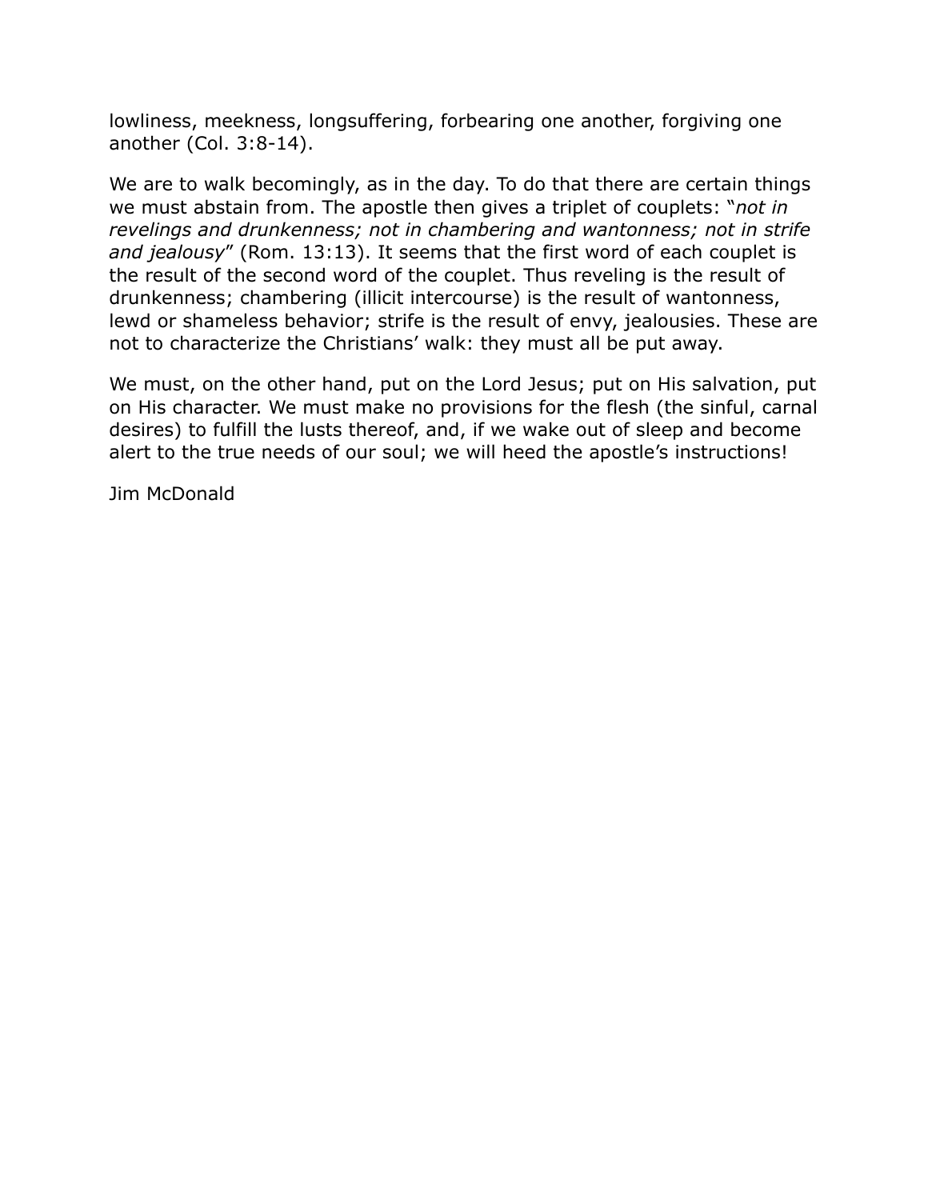lowliness, meekness, longsuffering, forbearing one another, forgiving one another (Col. 3:8-14).

We are to walk becomingly, as in the day. To do that there are certain things we must abstain from. The apostle then gives a triplet of couplets: "*not in revelings and drunkenness; not in chambering and wantonness; not in strife and jealousy*" (Rom. 13:13). It seems that the first word of each couplet is the result of the second word of the couplet. Thus reveling is the result of drunkenness; chambering (illicit intercourse) is the result of wantonness, lewd or shameless behavior; strife is the result of envy, jealousies. These are not to characterize the Christians' walk: they must all be put away.

We must, on the other hand, put on the Lord Jesus; put on His salvation, put on His character. We must make no provisions for the flesh (the sinful, carnal desires) to fulfill the lusts thereof, and, if we wake out of sleep and become alert to the true needs of our soul; we will heed the apostle's instructions!

Jim McDonald